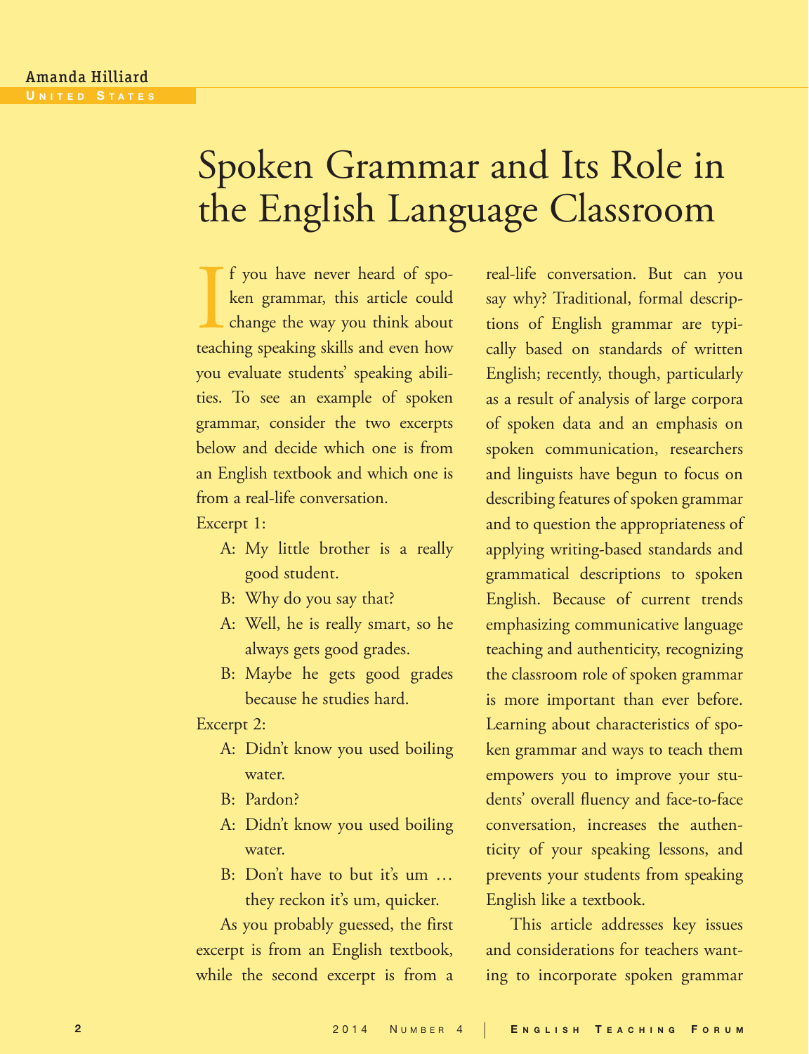Amanda Hilliard
UNITED STATES

# Spoken Grammar and Its Role in the English Language Classroom

If you have never heard of spoken grammar, this article could change the way you think about teaching speaking skills and even how you evaluate students' speaking abilities. To see an example of spoken grammar, consider the two excerpts below and decide which one is from an English textbook and which one is from a real-life conversation.

Excerpt 1:

A: My little brother is a really good student.

B: Why do you say that?

A: Well, he is really smart, so he always gets good grades.

B: Maybe he gets good grades because he studies hard.

Excerpt 2:

A: Didn't know you used boiling water.

B: Pardon?

A: Didn't know you used boiling water.

B: Don't have to but it's um … they reckon it's um, quicker.

As you probably guessed, the first excerpt is from an English textbook, while the second excerpt is from a real-life conversation. But can you say why? Traditional, formal descriptions of English grammar are typically based on standards of written English; recently, though, particularly as a result of analysis of large corpora of spoken data and an emphasis on spoken communication, researchers and linguists have begun to focus on describing features of spoken grammar and to question the appropriateness of applying writing-based standards and grammatical descriptions to spoken English. Because of current trends emphasizing communicative language teaching and authenticity, recognizing the classroom role of spoken grammar is more important than ever before. Learning about characteristics of spoken grammar and ways to teach them empowers you to improve your students' overall fluency and face-to-face conversation, increases the authenticity of your speaking lessons, and prevents your students from speaking English like a textbook.

This article addresses key issues and considerations for teachers wanting to incorporate spoken grammar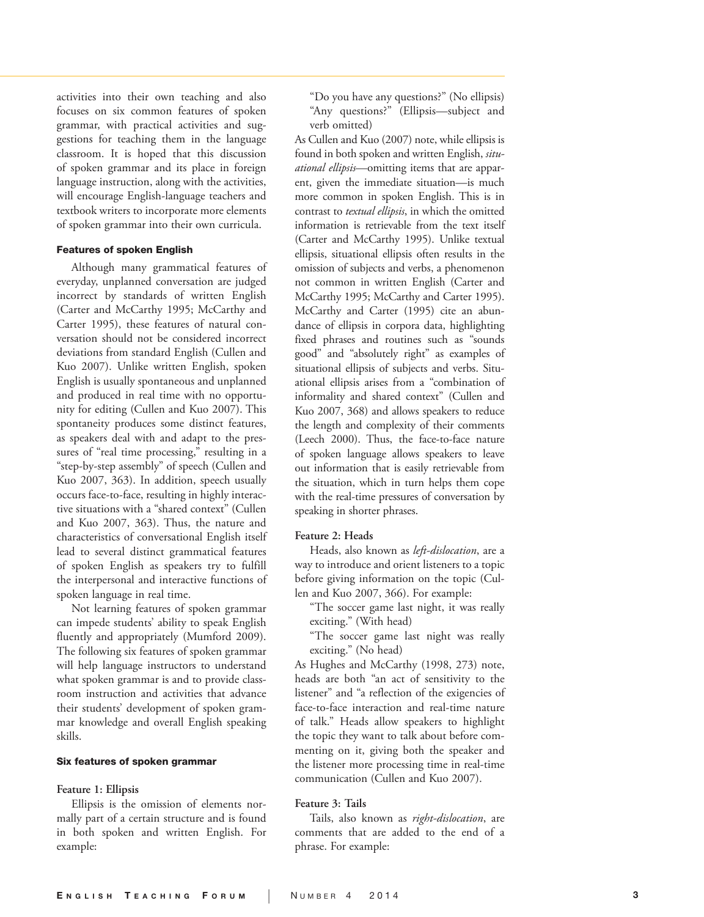activities into their own teaching and also focuses on six common features of spoken grammar, with practical activities and suggestions for teaching them in the language classroom. It is hoped that this discussion of spoken grammar and its place in foreign language instruction, along with the activities, will encourage English-language teachers and textbook writers to incorporate more elements of spoken grammar into their own curricula.

## Features of spoken English

Although many grammatical features of everyday, unplanned conversation are judged incorrect by standards of written English (Carter and McCarthy 1995; McCarthy and Carter 1995), these features of natural conversation should not be considered incorrect deviations from standard English (Cullen and Kuo 2007). Unlike written English, spoken English is usually spontaneous and unplanned and produced in real time with no opportunity for editing (Cullen and Kuo 2007). This spontaneity produces some distinct features, as speakers deal with and adapt to the pressures of "real time processing," resulting in a "step-by-step assembly" of speech (Cullen and Kuo 2007, 363). In addition, speech usually occurs face-to-face, resulting in highly interactive situations with a "shared context" (Cullen and Kuo 2007, 363). Thus, the nature and characteristics of conversational English itself lead to several distinct grammatical features of spoken English as speakers try to fulfill the interpersonal and interactive functions of spoken language in real time.

Not learning features of spoken grammar can impede students' ability to speak English fluently and appropriately (Mumford 2009). The following six features of spoken grammar will help language instructors to understand what spoken grammar is and to provide classroom instruction and activities that advance their students' development of spoken grammar knowledge and overall English speaking skills.

## Six features of spoken grammar

### Feature 1: Ellipsis

Ellipsis is the omission of elements normally part of a certain structure and is found in both spoken and written English. For example:

> "Do you have any questions?" (No ellipsis)
> "Any questions?" (Ellipsis—subject and verb omitted)

As Cullen and Kuo (2007) note, while ellipsis is found in both spoken and written English, *situational ellipsis*—omitting items that are apparent, given the immediate situation—is much more common in spoken English. This is in contrast to *textual ellipsis*, in which the omitted information is retrievable from the text itself (Carter and McCarthy 1995). Unlike textual ellipsis, situational ellipsis often results in the omission of subjects and verbs, a phenomenon not common in written English (Carter and McCarthy 1995; McCarthy and Carter 1995). McCarthy and Carter (1995) cite an abundance of ellipsis in corpora data, highlighting fixed phrases and routines such as "sounds good" and "absolutely right" as examples of situational ellipsis of subjects and verbs. Situational ellipsis arises from a "combination of informality and shared context" (Cullen and Kuo 2007, 368) and allows speakers to reduce the length and complexity of their comments (Leech 2000). Thus, the face-to-face nature of spoken language allows speakers to leave out information that is easily retrievable from the situation, which in turn helps them cope with the real-time pressures of conversation by speaking in shorter phrases.

### Feature 2: Heads

Heads, also known as *left-dislocation*, are a way to introduce and orient listeners to a topic before giving information on the topic (Cullen and Kuo 2007, 366). For example:

> "The soccer game last night, it was really exciting." (With head)
> "The soccer game last night was really exciting." (No head)

As Hughes and McCarthy (1998, 273) note, heads are both "an act of sensitivity to the listener" and "a reflection of the exigencies of face-to-face interaction and real-time nature of talk." Heads allow speakers to highlight the topic they want to talk about before commenting on it, giving both the speaker and the listener more processing time in real-time communication (Cullen and Kuo 2007).

### Feature 3: Tails

Tails, also known as *right-dislocation*, are comments that are added to the end of a phrase. For example: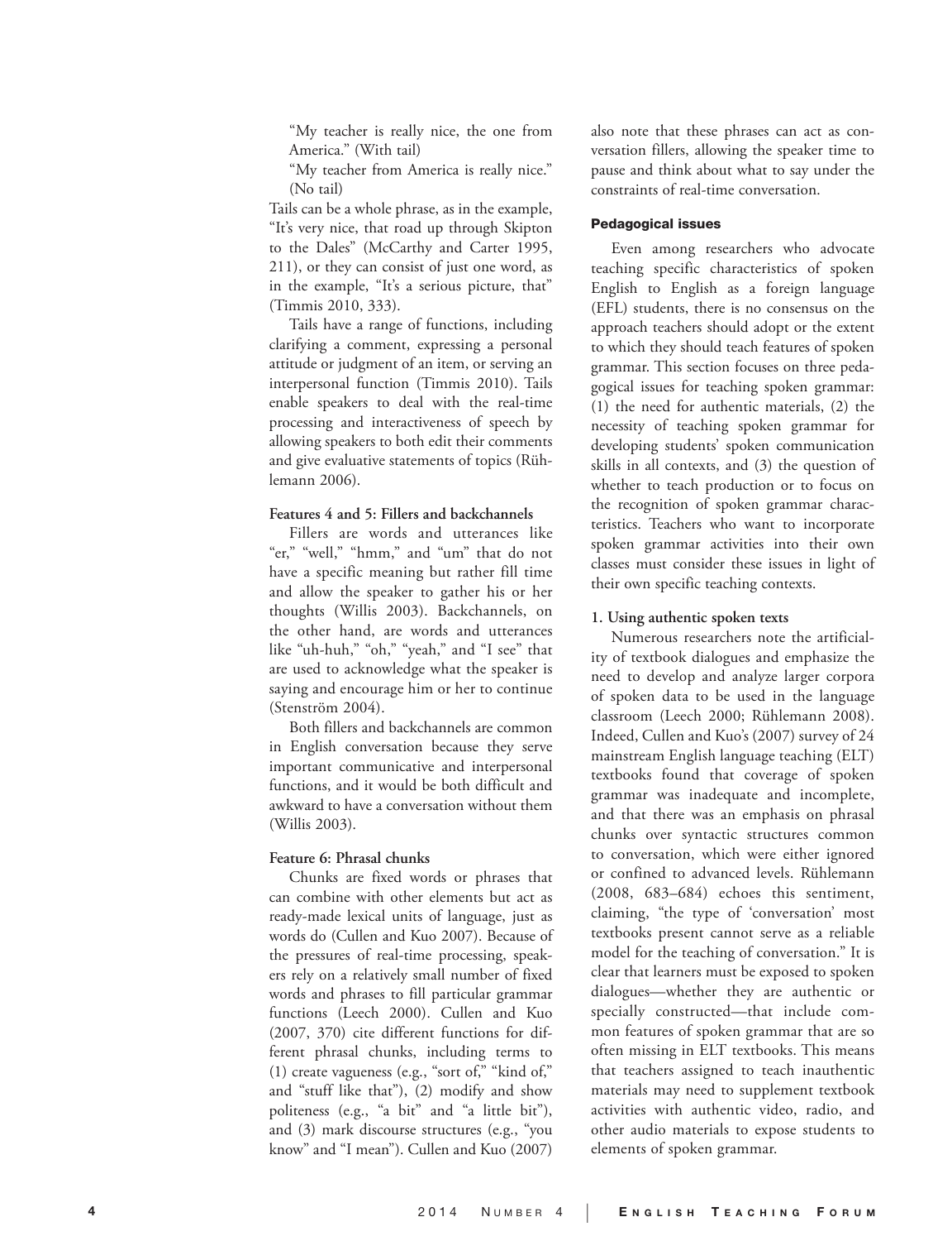"My teacher is really nice, the one from America." (With tail)

"My teacher from America is really nice." (No tail)

Tails can be a whole phrase, as in the example, "It's very nice, that road up through Skipton to the Dales" (McCarthy and Carter 1995, 211), or they can consist of just one word, as in the example, "It's a serious picture, that" (Timmis 2010, 333).

Tails have a range of functions, including clarifying a comment, expressing a personal attitude or judgment of an item, or serving an interpersonal function (Timmis 2010). Tails enable speakers to deal with the real-time processing and interactiveness of speech by allowing speakers to both edit their comments and give evaluative statements of topics (Rühlemann 2006).

**Features 4 and 5: Fillers and backchannels**

Fillers are words and utterances like "er," "well," "hmm," and "um" that do not have a specific meaning but rather fill time and allow the speaker to gather his or her thoughts (Willis 2003). Backchannels, on the other hand, are words and utterances like "uh-huh," "oh," "yeah," and "I see" that are used to acknowledge what the speaker is saying and encourage him or her to continue (Stenström 2004).

Both fillers and backchannels are common in English conversation because they serve important communicative and interpersonal functions, and it would be both difficult and awkward to have a conversation without them (Willis 2003).

**Feature 6: Phrasal chunks**

Chunks are fixed words or phrases that can combine with other elements but act as ready-made lexical units of language, just as words do (Cullen and Kuo 2007). Because of the pressures of real-time processing, speakers rely on a relatively small number of fixed words and phrases to fill particular grammar functions (Leech 2000). Cullen and Kuo (2007, 370) cite different functions for different phrasal chunks, including terms to (1) create vagueness (e.g., "sort of," "kind of," and "stuff like that"), (2) modify and show politeness (e.g., "a bit" and "a little bit"), and (3) mark discourse structures (e.g., "you know" and "I mean"). Cullen and Kuo (2007) also note that these phrases can act as conversation fillers, allowing the speaker time to pause and think about what to say under the constraints of real-time conversation.

## Pedagogical issues

Even among researchers who advocate teaching specific characteristics of spoken English to English as a foreign language (EFL) students, there is no consensus on the approach teachers should adopt or the extent to which they should teach features of spoken grammar. This section focuses on three pedagogical issues for teaching spoken grammar: (1) the need for authentic materials, (2) the necessity of teaching spoken grammar for developing students' spoken communication skills in all contexts, and (3) the question of whether to teach production or to focus on the recognition of spoken grammar characteristics. Teachers who want to incorporate spoken grammar activities into their own classes must consider these issues in light of their own specific teaching contexts.

**1. Using authentic spoken texts**

Numerous researchers note the artificiality of textbook dialogues and emphasize the need to develop and analyze larger corpora of spoken data to be used in the language classroom (Leech 2000; Rühlemann 2008). Indeed, Cullen and Kuo's (2007) survey of 24 mainstream English language teaching (ELT) textbooks found that coverage of spoken grammar was inadequate and incomplete, and that there was an emphasis on phrasal chunks over syntactic structures common to conversation, which were either ignored or confined to advanced levels. Rühlemann (2008, 683–684) echoes this sentiment, claiming, "the type of 'conversation' most textbooks present cannot serve as a reliable model for the teaching of conversation." It is clear that learners must be exposed to spoken dialogues—whether they are authentic or specially constructed—that include common features of spoken grammar that are so often missing in ELT textbooks. This means that teachers assigned to teach inauthentic materials may need to supplement textbook activities with authentic video, radio, and other audio materials to expose students to elements of spoken grammar.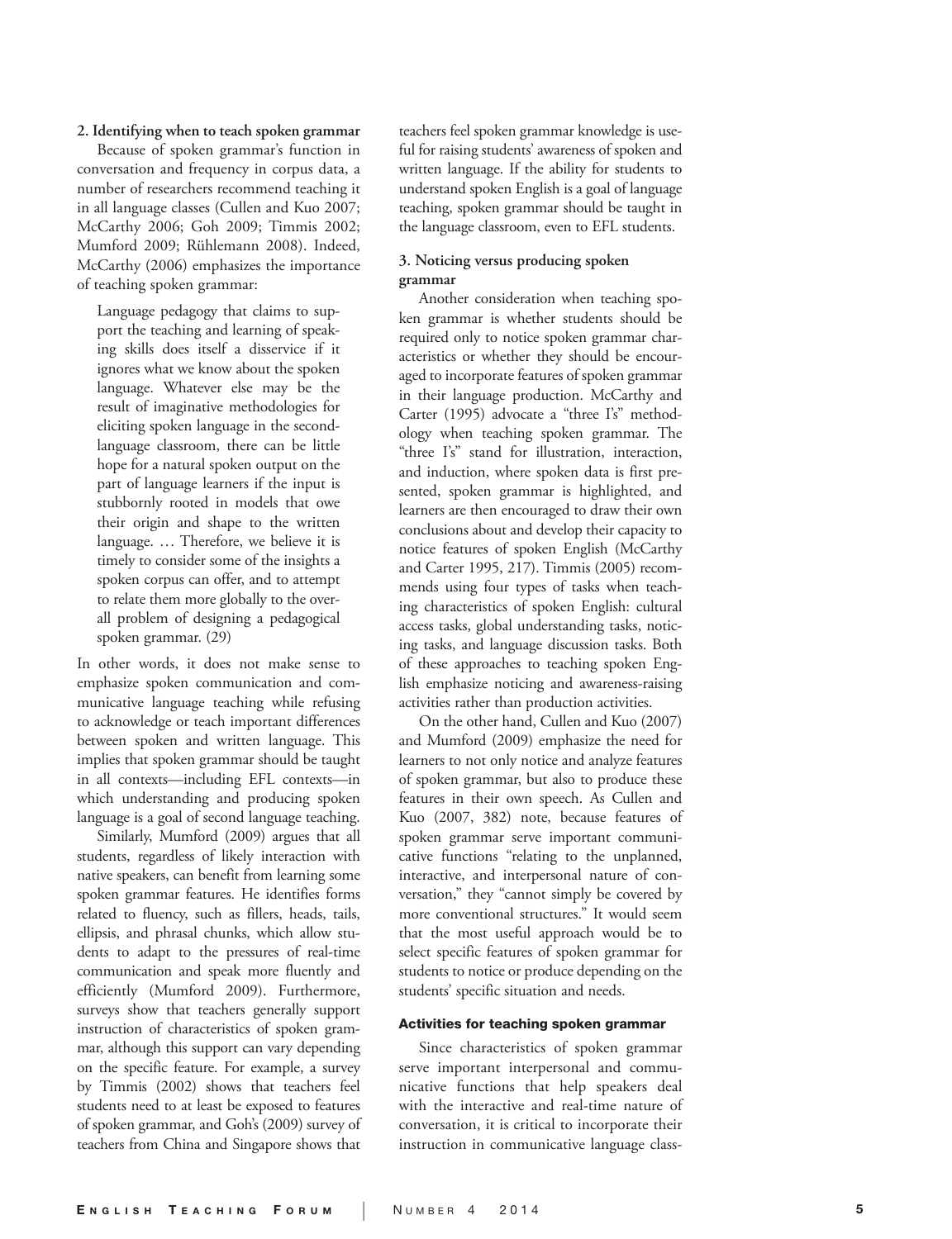**2. Identifying when to teach spoken grammar**

Because of spoken grammar's function in conversation and frequency in corpus data, a number of researchers recommend teaching it in all language classes (Cullen and Kuo 2007; McCarthy 2006; Goh 2009; Timmis 2002; Mumford 2009; Rühlemann 2008). Indeed, McCarthy (2006) emphasizes the importance of teaching spoken grammar:

> Language pedagogy that claims to support the teaching and learning of speaking skills does itself a disservice if it ignores what we know about the spoken language. Whatever else may be the result of imaginative methodologies for eliciting spoken language in the second-language classroom, there can be little hope for a natural spoken output on the part of language learners if the input is stubbornly rooted in models that owe their origin and shape to the written language. … Therefore, we believe it is timely to consider some of the insights a spoken corpus can offer, and to attempt to relate them more globally to the overall problem of designing a pedagogical spoken grammar. (29)

In other words, it does not make sense to emphasize spoken communication and communicative language teaching while refusing to acknowledge or teach important differences between spoken and written language. This implies that spoken grammar should be taught in all contexts—including EFL contexts—in which understanding and producing spoken language is a goal of second language teaching.

Similarly, Mumford (2009) argues that all students, regardless of likely interaction with native speakers, can benefit from learning some spoken grammar features. He identifies forms related to fluency, such as fillers, heads, tails, ellipsis, and phrasal chunks, which allow students to adapt to the pressures of real-time communication and speak more fluently and efficiently (Mumford 2009). Furthermore, surveys show that teachers generally support instruction of characteristics of spoken grammar, although this support can vary depending on the specific feature. For example, a survey by Timmis (2002) shows that teachers feel students need to at least be exposed to features of spoken grammar, and Goh's (2009) survey of teachers from China and Singapore shows that teachers feel spoken grammar knowledge is useful for raising students' awareness of spoken and written language. If the ability for students to understand spoken English is a goal of language teaching, spoken grammar should be taught in the language classroom, even to EFL students.

**3. Noticing versus producing spoken grammar**

Another consideration when teaching spoken grammar is whether students should be required only to notice spoken grammar characteristics or whether they should be encouraged to incorporate features of spoken grammar in their language production. McCarthy and Carter (1995) advocate a "three I's" methodology when teaching spoken grammar. The "three I's" stand for illustration, interaction, and induction, where spoken data is first presented, spoken grammar is highlighted, and learners are then encouraged to draw their own conclusions about and develop their capacity to notice features of spoken English (McCarthy and Carter 1995, 217). Timmis (2005) recommends using four types of tasks when teaching characteristics of spoken English: cultural access tasks, global understanding tasks, noticing tasks, and language discussion tasks. Both of these approaches to teaching spoken English emphasize noticing and awareness-raising activities rather than production activities.

On the other hand, Cullen and Kuo (2007) and Mumford (2009) emphasize the need for learners to not only notice and analyze features of spoken grammar, but also to produce these features in their own speech. As Cullen and Kuo (2007, 382) note, because features of spoken grammar serve important communicative functions "relating to the unplanned, interactive, and interpersonal nature of conversation," they "cannot simply be covered by more conventional structures." It would seem that the most useful approach would be to select specific features of spoken grammar for students to notice or produce depending on the students' specific situation and needs.

## Activities for teaching spoken grammar

Since characteristics of spoken grammar serve important interpersonal and communicative functions that help speakers deal with the interactive and real-time nature of conversation, it is critical to incorporate their instruction in communicative language class-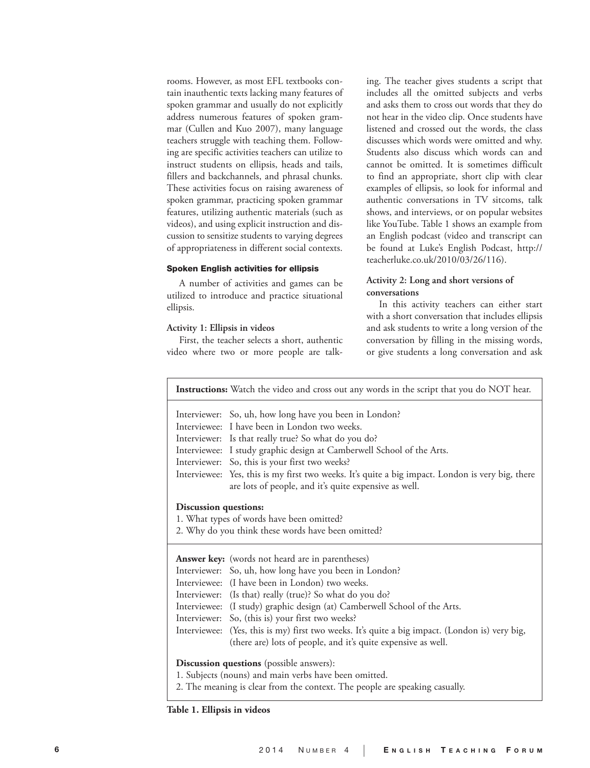rooms. However, as most EFL textbooks contain inauthentic texts lacking many features of spoken grammar and usually do not explicitly address numerous features of spoken grammar (Cullen and Kuo 2007), many language teachers struggle with teaching them. Following are specific activities teachers can utilize to instruct students on ellipsis, heads and tails, fillers and backchannels, and phrasal chunks. These activities focus on raising awareness of spoken grammar, practicing spoken grammar features, utilizing authentic materials (such as videos), and using explicit instruction and discussion to sensitize students to varying degrees of appropriateness in different social contexts.

### Spoken English activities for ellipsis

A number of activities and games can be utilized to introduce and practice situational ellipsis.

#### Activity 1: Ellipsis in videos

First, the teacher selects a short, authentic video where two or more people are talking. The teacher gives students a script that includes all the omitted subjects and verbs and asks them to cross out words that they do not hear in the video clip. Once students have listened and crossed out the words, the class discusses which words were omitted and why. Students also discuss which words can and cannot be omitted. It is sometimes difficult to find an appropriate, short clip with clear examples of ellipsis, so look for informal and authentic conversations in TV sitcoms, talk shows, and interviews, or on popular websites like YouTube. Table 1 shows an example from an English podcast (video and transcript can be found at Luke's English Podcast, http://teacherluke.co.uk/2010/03/26/116).

#### Activity 2: Long and short versions of conversations

In this activity teachers can either start with a short conversation that includes ellipsis and ask students to write a long version of the conversation by filling in the missing words, or give students a long conversation and ask

**Instructions:** Watch the video and cross out any words in the script that you do NOT hear.

| | |
|---|---|
| Interviewer: | So, uh, how long have you been in London? |
| Interviewee: | I have been in London two weeks. |
| Interviewer: | Is that really true? So what do you do? |
| Interviewee: | I study graphic design at Camberwell School of the Arts. |
| Interviewer: | So, this is your first two weeks? |
| Interviewee: | Yes, this is my first two weeks. It's quite a big impact. London is very big, there are lots of people, and it's quite expensive as well. |

**Discussion questions:**

1. What types of words have been omitted?
2. Why do you think these words have been omitted?

**Answer key:** (words not heard are in parentheses)

| | |
|---|---|
| Interviewer: | So, uh, how long have you been in London? |
| Interviewee: | (I have been in London) two weeks. |
| Interviewer: | (Is that) really (true)? So what do you do? |
| Interviewee: | (I study) graphic design (at) Camberwell School of the Arts. |
| Interviewer: | So, (this is) your first two weeks? |
| Interviewee: | (Yes, this is my) first two weeks. It's quite a big impact. (London is) very big, (there are) lots of people, and it's quite expensive as well. |

**Discussion questions** (possible answers):

1. Subjects (nouns) and main verbs have been omitted.
2. The meaning is clear from the context. The people are speaking casually.

**Table 1. Ellipsis in videos**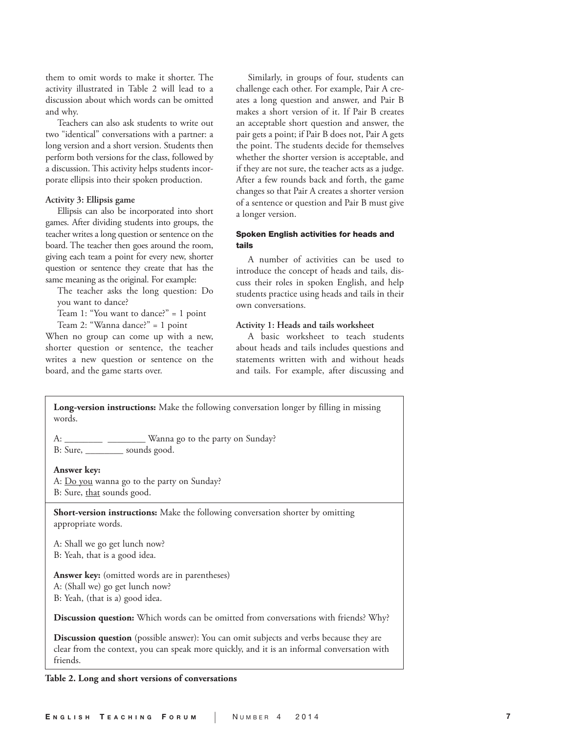them to omit words to make it shorter. The activity illustrated in Table 2 will lead to a discussion about which words can be omitted and why.

Teachers can also ask students to write out two "identical" conversations with a partner: a long version and a short version. Students then perform both versions for the class, followed by a discussion. This activity helps students incorporate ellipsis into their spoken production.

**Activity 3: Ellipsis game**

Ellipsis can also be incorporated into short games. After dividing students into groups, the teacher writes a long question or sentence on the board. The teacher then goes around the room, giving each team a point for every new, shorter question or sentence they create that has the same meaning as the original. For example:

The teacher asks the long question: Do you want to dance?

Team 1: "You want to dance?" = 1 point

Team 2: "Wanna dance?" = 1 point

When no group can come up with a new, shorter question or sentence, the teacher writes a new question or sentence on the board, and the game starts over.

Similarly, in groups of four, students can challenge each other. For example, Pair A creates a long question and answer, and Pair B makes a short version of it. If Pair B creates an acceptable short question and answer, the pair gets a point; if Pair B does not, Pair A gets the point. The students decide for themselves whether the shorter version is acceptable, and if they are not sure, the teacher acts as a judge. After a few rounds back and forth, the game changes so that Pair A creates a shorter version of a sentence or question and Pair B must give a longer version.

## Spoken English activities for heads and tails

A number of activities can be used to introduce the concept of heads and tails, discuss their roles in spoken English, and help students practice using heads and tails in their own conversations.

**Activity 1: Heads and tails worksheet**

A basic worksheet to teach students about heads and tails includes questions and statements written with and without heads and tails. For example, after discussing and

---

**Long-version instructions:** Make the following conversation longer by filling in missing words.

A: ________ ________ Wanna go to the party on Sunday?
B: Sure, ________ sounds good.

**Answer key:**
A: <u>Do you</u> wanna go to the party on Sunday?
B: Sure, <u>that</u> sounds good.

**Short-version instructions:** Make the following conversation shorter by omitting appropriate words.

A: Shall we go get lunch now?
B: Yeah, that is a good idea.

**Answer key:** (omitted words are in parentheses)
A: (Shall we) go get lunch now?
B: Yeah, (that is a) good idea.

**Discussion question:** Which words can be omitted from conversations with friends? Why?

**Discussion question** (possible answer): You can omit subjects and verbs because they are clear from the context, you can speak more quickly, and it is an informal conversation with friends.

**Table 2. Long and short versions of conversations**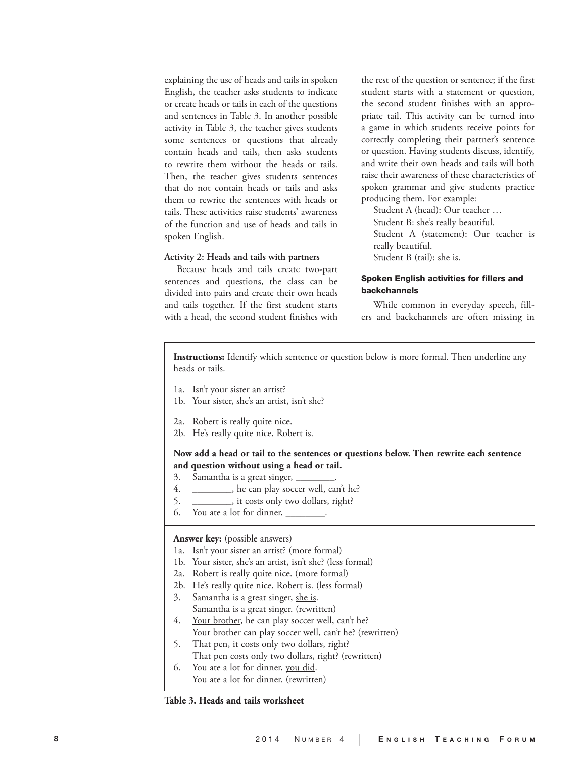explaining the use of heads and tails in spoken English, the teacher asks students to indicate or create heads or tails in each of the questions and sentences in Table 3. In another possible activity in Table 3, the teacher gives students some sentences or questions that already contain heads and tails, then asks students to rewrite them without the heads or tails. Then, the teacher gives students sentences that do not contain heads or tails and asks them to rewrite the sentences with heads or tails. These activities raise students' awareness of the function and use of heads and tails in spoken English.

**Activity 2: Heads and tails with partners**

Because heads and tails create two-part sentences and questions, the class can be divided into pairs and create their own heads and tails together. If the first student starts with a head, the second student finishes with the rest of the question or sentence; if the first student starts with a statement or question, the second student finishes with an appropriate tail. This activity can be turned into a game in which students receive points for correctly completing their partner's sentence or question. Having students discuss, identify, and write their own heads and tails will both raise their awareness of these characteristics of spoken grammar and give students practice producing them. For example:

Student A (head): Our teacher …  
Student B: she's really beautiful.  
Student A (statement): Our teacher is really beautiful.  
Student B (tail): she is.

### Spoken English activities for fillers and backchannels

While common in everyday speech, fillers and backchannels are often missing in

---

**Instructions:** Identify which sentence or question below is more formal. Then underline any heads or tails.

1a. Isn't your sister an artist?  
1b. Your sister, she's an artist, isn't she?

2a. Robert is really quite nice.  
2b. He's really quite nice, Robert is.

**Now add a head or tail to the sentences or questions below. Then rewrite each sentence and question without using a head or tail.**

3. Samantha is a great singer, ________.
4. ________, he can play soccer well, can't he?
5. ________, it costs only two dollars, right?
6. You ate a lot for dinner, ________.

**Answer key:** (possible answers)

1a. Isn't your sister an artist? (more formal)  
1b. <u>Your sister</u>, she's an artist, isn't she? (less formal)  
2a. Robert is really quite nice. (more formal)  
2b. He's really quite nice, <u>Robert is</u>. (less formal)  
3. Samantha is a great singer, <u>she is</u>.  
   Samantha is a great singer. (rewritten)  
4. <u>Your brother</u>, he can play soccer well, can't he?  
   Your brother can play soccer well, can't he? (rewritten)  
5. <u>That pen</u>, it costs only two dollars, right?  
   That pen costs only two dollars, right? (rewritten)  
6. You ate a lot for dinner, <u>you did</u>.  
   You ate a lot for dinner. (rewritten)

**Table 3. Heads and tails worksheet**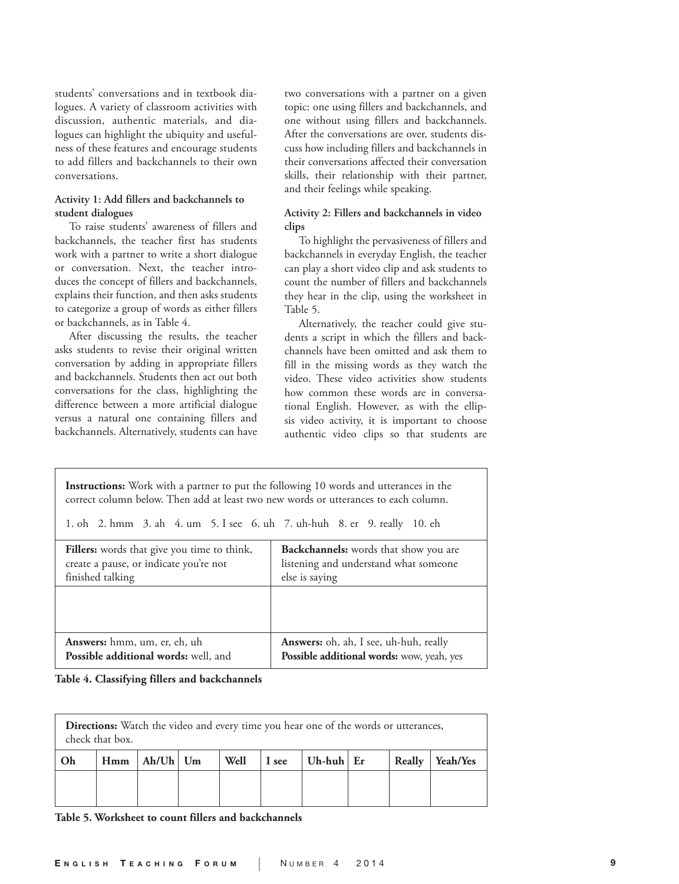students' conversations and in textbook dialogues. A variety of classroom activities with discussion, authentic materials, and dialogues can highlight the ubiquity and usefulness of these features and encourage students to add fillers and backchannels to their own conversations.

**Activity 1: Add fillers and backchannels to student dialogues**

To raise students' awareness of fillers and backchannels, the teacher first has students work with a partner to write a short dialogue or conversation. Next, the teacher introduces the concept of fillers and backchannels, explains their function, and then asks students to categorize a group of words as either fillers or backchannels, as in Table 4.

After discussing the results, the teacher asks students to revise their original written conversation by adding in appropriate fillers and backchannels. Students then act out both conversations for the class, highlighting the difference between a more artificial dialogue versus a natural one containing fillers and backchannels. Alternatively, students can have two conversations with a partner on a given topic: one using fillers and backchannels, and one without using fillers and backchannels. After the conversations are over, students discuss how including fillers and backchannels in their conversations affected their conversation skills, their relationship with their partner, and their feelings while speaking.

**Activity 2: Fillers and backchannels in video clips**

To highlight the pervasiveness of fillers and backchannels in everyday English, the teacher can play a short video clip and ask students to count the number of fillers and backchannels they hear in the clip, using the worksheet in Table 5.

Alternatively, the teacher could give students a script in which the fillers and backchannels have been omitted and ask them to fill in the missing words as they watch the video. These video activities show students how common these words are in conversational English. However, as with the ellipsis video activity, it is important to choose authentic video clips so that students are

| **Instructions:** Work with a partner to put the following 10 words and utterances in the correct column below. Then add at least two new words or utterances to each column.<br><br>1. oh 2. hmm 3. ah 4. um 5. I see 6. uh 7. uh-huh 8. er 9. really 10. eh | |
|---|---|
| **Fillers:** words that give you time to think, create a pause, or indicate you're not finished talking | **Backchannels:** words that show you are listening and understand what someone else is saying |
| | |
| **Answers:** hmm, um, er, eh, uh<br>**Possible additional words:** well, and | **Answers:** oh, ah, I see, uh-huh, really<br>**Possible additional words:** wow, yeah, yes |

**Table 4. Classifying fillers and backchannels**

**Directions:** Watch the video and every time you hear one of the words or utterances, check that box.

| Oh | Hmm | Ah/Uh | Um | Well | I see | Uh-huh | Er | Really | Yeah/Yes |
|---|---|---|---|---|---|---|---|---|---|
| | | | | | | | | | |

**Table 5. Worksheet to count fillers and backchannels**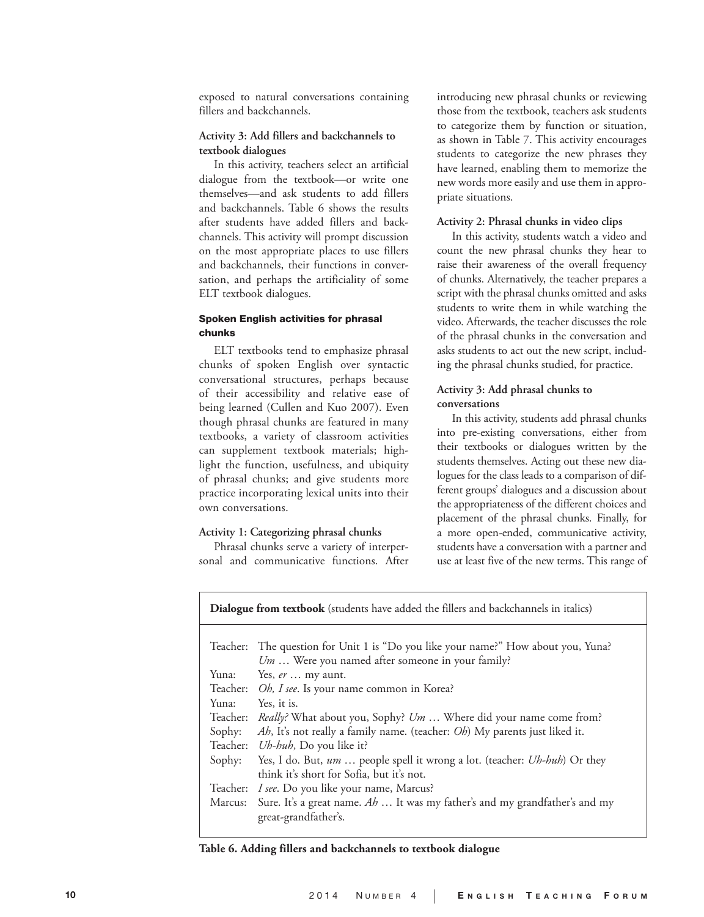exposed to natural conversations containing fillers and backchannels.

**Activity 3: Add fillers and backchannels to textbook dialogues**

In this activity, teachers select an artificial dialogue from the textbook—or write one themselves—and ask students to add fillers and backchannels. Table 6 shows the results after students have added fillers and backchannels. This activity will prompt discussion on the most appropriate places to use fillers and backchannels, their functions in conversation, and perhaps the artificiality of some ELT textbook dialogues.

### Spoken English activities for phrasal chunks

ELT textbooks tend to emphasize phrasal chunks of spoken English over syntactic conversational structures, perhaps because of their accessibility and relative ease of being learned (Cullen and Kuo 2007). Even though phrasal chunks are featured in many textbooks, a variety of classroom activities can supplement textbook materials; highlight the function, usefulness, and ubiquity of phrasal chunks; and give students more practice incorporating lexical units into their own conversations.

**Activity 1: Categorizing phrasal chunks**

Phrasal chunks serve a variety of interpersonal and communicative functions. After introducing new phrasal chunks or reviewing those from the textbook, teachers ask students to categorize them by function or situation, as shown in Table 7. This activity encourages students to categorize the new phrases they have learned, enabling them to memorize the new words more easily and use them in appropriate situations.

**Activity 2: Phrasal chunks in video clips**

In this activity, students watch a video and count the new phrasal chunks they hear to raise their awareness of the overall frequency of chunks. Alternatively, the teacher prepares a script with the phrasal chunks omitted and asks students to write them in while watching the video. Afterwards, the teacher discusses the role of the phrasal chunks in the conversation and asks students to act out the new script, including the phrasal chunks studied, for practice.

**Activity 3: Add phrasal chunks to conversations**

In this activity, students add phrasal chunks into pre-existing conversations, either from their textbooks or dialogues written by the students themselves. Acting out these new dialogues for the class leads to a comparison of different groups' dialogues and a discussion about the appropriateness of the different choices and placement of the phrasal chunks. Finally, for a more open-ended, communicative activity, students have a conversation with a partner and use at least five of the new terms. This range of

| **Dialogue from textbook** (students have added the fillers and backchannels in italics) | |
|---|---|
| Teacher: | The question for Unit 1 is "Do you like your name?" How about you, Yuna? *Um* … Were you named after someone in your family? |
| Yuna: | Yes, *er* … my aunt. |
| Teacher: | *Oh, I see*. Is your name common in Korea? |
| Yuna: | Yes, it is. |
| Teacher: | *Really?* What about you, Sophy? *Um* … Where did your name come from? |
| Sophy: | *Ah*, It's not really a family name. (teacher: *Oh*) My parents just liked it. |
| Teacher: | *Uh-huh*, Do you like it? |
| Sophy: | Yes, I do. But, *um* … people spell it wrong a lot. (teacher: *Uh-huh*) Or they think it's short for Sofia, but it's not. |
| Teacher: | *I see*. Do you like your name, Marcus? |
| Marcus: | Sure. It's a great name. *Ah* … It was my father's and my grandfather's and my great-grandfather's. |

**Table 6. Adding fillers and backchannels to textbook dialogue**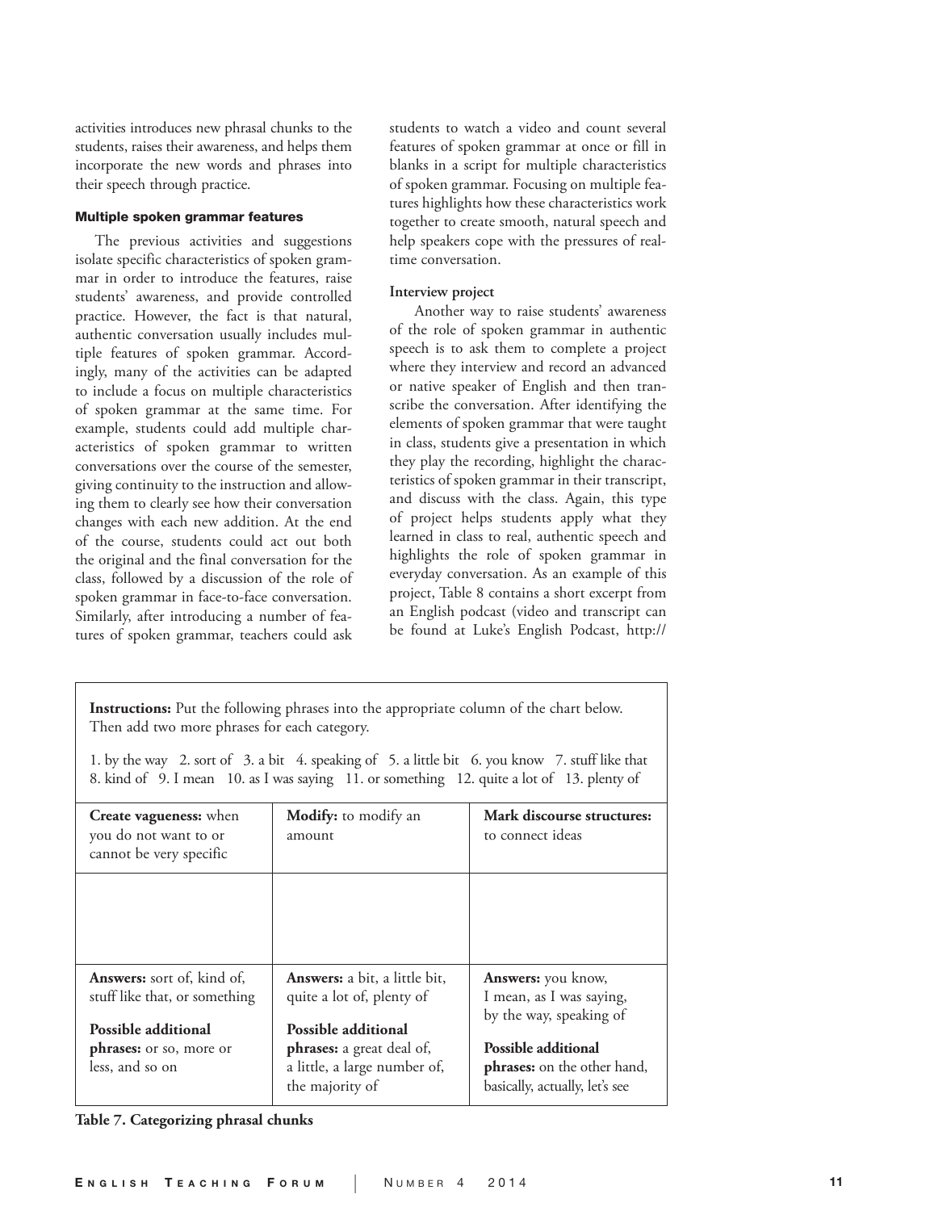activities introduces new phrasal chunks to the students, raises their awareness, and helps them incorporate the new words and phrases into their speech through practice.

### Multiple spoken grammar features

The previous activities and suggestions isolate specific characteristics of spoken grammar in order to introduce the features, raise students' awareness, and provide controlled practice. However, the fact is that natural, authentic conversation usually includes multiple features of spoken grammar. Accordingly, many of the activities can be adapted to include a focus on multiple characteristics of spoken grammar at the same time. For example, students could add multiple characteristics of spoken grammar to written conversations over the course of the semester, giving continuity to the instruction and allowing them to clearly see how their conversation changes with each new addition. At the end of the course, students could act out both the original and the final conversation for the class, followed by a discussion of the role of spoken grammar in face-to-face conversation. Similarly, after introducing a number of features of spoken grammar, teachers could ask students to watch a video and count several features of spoken grammar at once or fill in blanks in a script for multiple characteristics of spoken grammar. Focusing on multiple features highlights how these characteristics work together to create smooth, natural speech and help speakers cope with the pressures of real-time conversation.

#### Interview project

Another way to raise students' awareness of the role of spoken grammar in authentic speech is to ask them to complete a project where they interview and record an advanced or native speaker of English and then transcribe the conversation. After identifying the elements of spoken grammar that were taught in class, students give a presentation in which they play the recording, highlight the characteristics of spoken grammar in their transcript, and discuss with the class. Again, this type of project helps students apply what they learned in class to real, authentic speech and highlights the role of spoken grammar in everyday conversation. As an example of this project, Table 8 contains a short excerpt from an English podcast (video and transcript can be found at Luke's English Podcast, http://

**Instructions:** Put the following phrases into the appropriate column of the chart below. Then add two more phrases for each category.

1. by the way 2. sort of 3. a bit 4. speaking of 5. a little bit 6. you know 7. stuff like that 8. kind of 9. I mean 10. as I was saying 11. or something 12. quite a lot of 13. plenty of

| **Create vagueness:** when you do not want to or cannot be very specific | **Modify:** to modify an amount | **Mark discourse structures:** to connect ideas |
|---|---|---|
| | | |
| **Answers:** sort of, kind of, stuff like that, or something<br><br>**Possible additional phrases:** or so, more or less, and so on | **Answers:** a bit, a little bit, quite a lot of, plenty of<br><br>**Possible additional phrases:** a great deal of, a little, a large number of, the majority of | **Answers:** you know, I mean, as I was saying, by the way, speaking of<br><br>**Possible additional phrases:** on the other hand, basically, actually, let's see |

**Table 7. Categorizing phrasal chunks**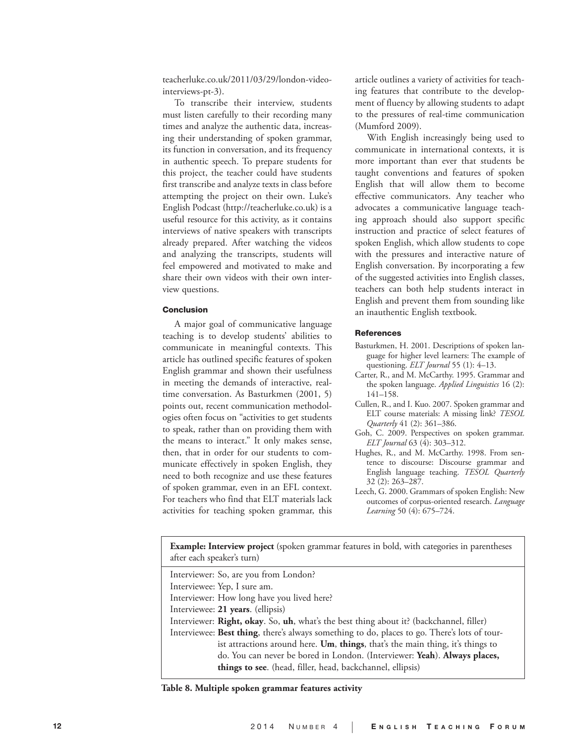teacherluke.co.uk/2011/03/29/london-video-interviews-pt-3).

To transcribe their interview, students must listen carefully to their recording many times and analyze the authentic data, increasing their understanding of spoken grammar, its function in conversation, and its frequency in authentic speech. To prepare students for this project, the teacher could have students first transcribe and analyze texts in class before attempting the project on their own. Luke's English Podcast (http://teacherluke.co.uk) is a useful resource for this activity, as it contains interviews of native speakers with transcripts already prepared. After watching the videos and analyzing the transcripts, students will feel empowered and motivated to make and share their own videos with their own interview questions.

### Conclusion

A major goal of communicative language teaching is to develop students' abilities to communicate in meaningful contexts. This article has outlined specific features of spoken English grammar and shown their usefulness in meeting the demands of interactive, real-time conversation. As Basturkmen (2001, 5) points out, recent communication methodologies often focus on "activities to get students to speak, rather than on providing them with the means to interact." It only makes sense, then, that in order for our students to communicate effectively in spoken English, they need to both recognize and use these features of spoken grammar, even in an EFL context. For teachers who find that ELT materials lack activities for teaching spoken grammar, this article outlines a variety of activities for teaching features that contribute to the development of fluency by allowing students to adapt to the pressures of real-time communication (Mumford 2009).

With English increasingly being used to communicate in international contexts, it is more important than ever that students be taught conventions and features of spoken English that will allow them to become effective communicators. Any teacher who advocates a communicative language teaching approach should also support specific instruction and practice of select features of spoken English, which allow students to cope with the pressures and interactive nature of English conversation. By incorporating a few of the suggested activities into English classes, teachers can both help students interact in English and prevent them from sounding like an inauthentic English textbook.

### References

Basturkmen, H. 2001. Descriptions of spoken language for higher level learners: The example of questioning. *ELT Journal* 55 (1): 4–13.

Carter, R., and M. McCarthy. 1995. Grammar and the spoken language. *Applied Linguistics* 16 (2): 141–158.

Cullen, R., and I. Kuo. 2007. Spoken grammar and ELT course materials: A missing link? *TESOL Quarterly* 41 (2): 361–386.

Goh, C. 2009. Perspectives on spoken grammar. *ELT Journal* 63 (4): 303–312.

Hughes, R., and M. McCarthy. 1998. From sentence to discourse: Discourse grammar and English language teaching. *TESOL Quarterly* 32 (2): 263–287.

Leech, G. 2000. Grammars of spoken English: New outcomes of corpus-oriented research. *Language Learning* 50 (4): 675–724.

| **Example: Interview project** (spoken grammar features in bold, with categories in parentheses after each speaker's turn) |
|---|
| Interviewer: So, are you from London? |
| Interviewee: Yep, I sure am. |
| Interviewer: How long have you lived here? |
| Interviewee: **21 years**. (ellipsis) |
| Interviewer: **Right, okay**. So, **uh**, what's the best thing about it? (backchannel, filler) |
| Interviewee: **Best thing**, there's always something to do, places to go. There's lots of tourist attractions around here. **Um**, **things**, that's the main thing, it's things to do. You can never be bored in London. (Interviewer: **Yeah**). **Always places, things to see**. (head, filler, head, backchannel, ellipsis) |

**Table 8. Multiple spoken grammar features activity**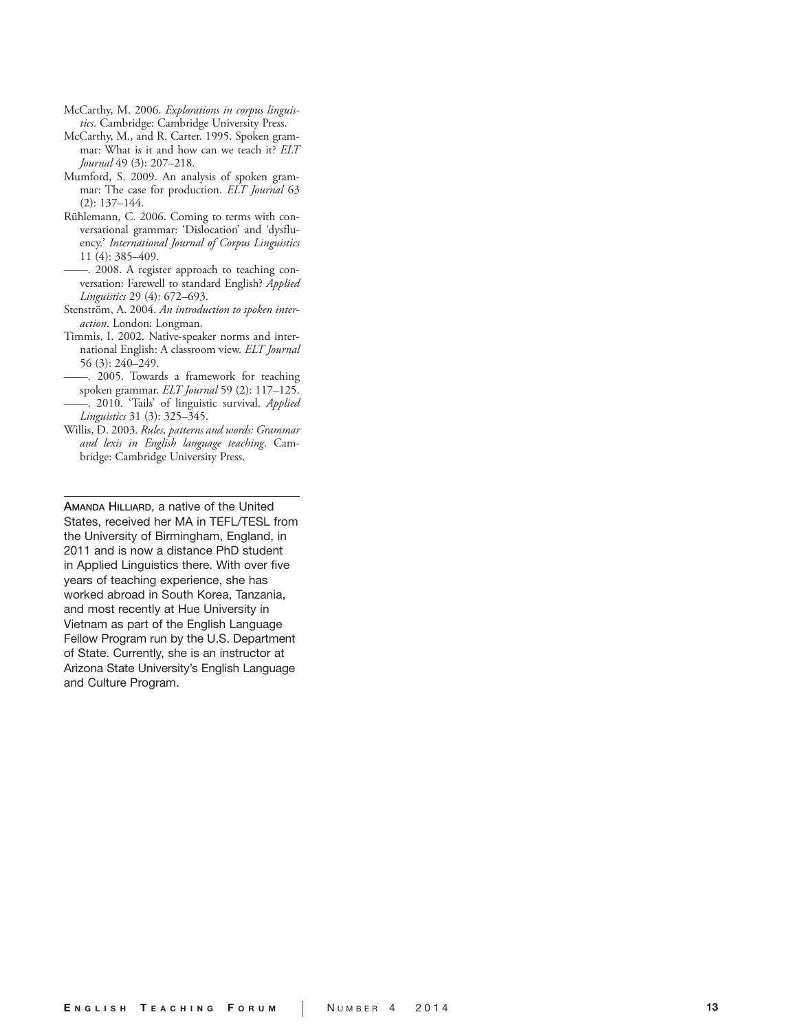McCarthy, M. 2006. *Explorations in corpus linguistics*. Cambridge: Cambridge University Press.

McCarthy, M., and R. Carter. 1995. Spoken grammar: What is it and how can we teach it? *ELT Journal* 49 (3): 207–218.

Mumford, S. 2009. An analysis of spoken grammar: The case for production. *ELT Journal* 63 (2): 137–144.

Rühlemann, C. 2006. Coming to terms with conversational grammar: 'Dislocation' and 'dysfluency.' *International Journal of Corpus Linguistics* 11 (4): 385–409.

——. 2008. A register approach to teaching conversation: Farewell to standard English? *Applied Linguistics* 29 (4): 672–693.

Stenström, A. 2004. *An introduction to spoken interaction*. London: Longman.

Timmis, I. 2002. Native-speaker norms and international English: A classroom view. *ELT Journal* 56 (3): 240–249.

——. 2005. Towards a framework for teaching spoken grammar. *ELT Journal* 59 (2): 117–125.

——. 2010. 'Tails' of linguistic survival. *Applied Linguistics* 31 (3): 325–345.

Willis, D. 2003. *Rules, patterns and words: Grammar and lexis in English language teaching*. Cambridge: Cambridge University Press.

---

**Amanda Hilliard**, a native of the United States, received her MA in TEFL/TESL from the University of Birmingham, England, in 2011 and is now a distance PhD student in Applied Linguistics there. With over five years of teaching experience, she has worked abroad in South Korea, Tanzania, and most recently at Hue University in Vietnam as part of the English Language Fellow Program run by the U.S. Department of State. Currently, she is an instructor at Arizona State University's English Language and Culture Program.